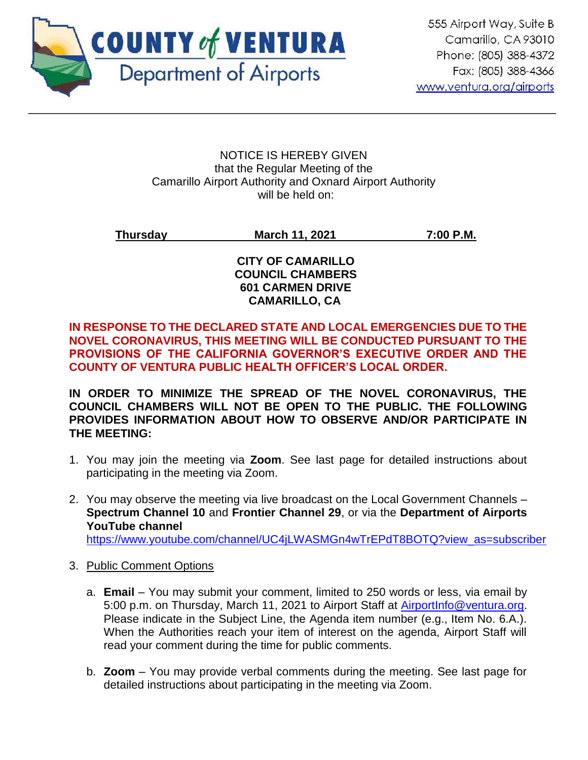**COUNTY of VENTURA**
**Department of Airports**

555 Airport Way, Suite B
Camarillo, CA 93010
Phone: (805) 388-4372
Fax: (805) 388-4366
www.ventura.org/airports

---

NOTICE IS HEREBY GIVEN
that the Regular Meeting of the
Camarillo Airport Authority and Oxnard Airport Authority
will be held on:

**Thursday** **March 11, 2021** **7:00 P.M.**

**CITY OF CAMARILLO**
**COUNCIL CHAMBERS**
**601 CARMEN DRIVE**
**CAMARILLO, CA**

**IN RESPONSE TO THE DECLARED STATE AND LOCAL EMERGENCIES DUE TO THE NOVEL CORONAVIRUS, THIS MEETING WILL BE CONDUCTED PURSUANT TO THE PROVISIONS OF THE CALIFORNIA GOVERNOR'S EXECUTIVE ORDER AND THE COUNTY OF VENTURA PUBLIC HEALTH OFFICER'S LOCAL ORDER.**

**IN ORDER TO MINIMIZE THE SPREAD OF THE NOVEL CORONAVIRUS, THE COUNCIL CHAMBERS WILL NOT BE OPEN TO THE PUBLIC. THE FOLLOWING PROVIDES INFORMATION ABOUT HOW TO OBSERVE AND/OR PARTICIPATE IN THE MEETING:**

1. You may join the meeting via **Zoom**. See last page for detailed instructions about participating in the meeting via Zoom.

2. You may observe the meeting via live broadcast on the Local Government Channels – **Spectrum Channel 10** and **Frontier Channel 29**, or via the **Department of Airports YouTube channel**
https://www.youtube.com/channel/UC4jLWASMGn4wTrEPdT8BOTQ?view_as=subscriber

3. Public Comment Options

   a. **Email** – You may submit your comment, limited to 250 words or less, via email by 5:00 p.m. on Thursday, March 11, 2021 to Airport Staff at AirportInfo@ventura.org. Please indicate in the Subject Line, the Agenda item number (e.g., Item No. 6.A.). When the Authorities reach your item of interest on the agenda, Airport Staff will read your comment during the time for public comments.

   b. **Zoom** – You may provide verbal comments during the meeting. See last page for detailed instructions about participating in the meeting via Zoom.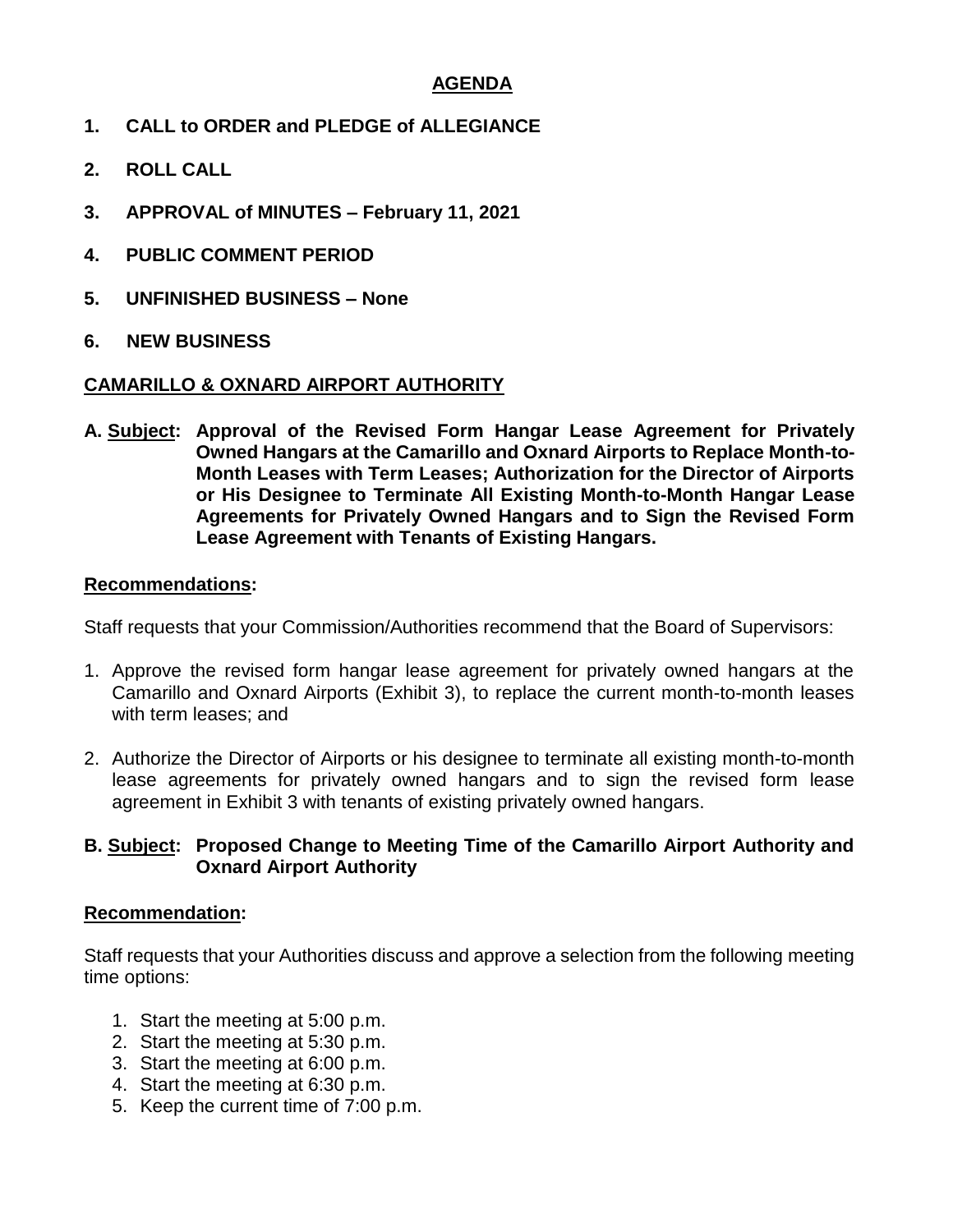## AGENDA

**1. CALL to ORDER and PLEDGE of ALLEGIANCE**

**2. ROLL CALL**

**3. APPROVAL of MINUTES – February 11, 2021**

**4. PUBLIC COMMENT PERIOD**

**5. UNFINISHED BUSINESS – None**

**6. NEW BUSINESS**

### CAMARILLO & OXNARD AIRPORT AUTHORITY

**A. Subject: Approval of the Revised Form Hangar Lease Agreement for Privately Owned Hangars at the Camarillo and Oxnard Airports to Replace Month-to-Month Leases with Term Leases; Authorization for the Director of Airports or His Designee to Terminate All Existing Month-to-Month Hangar Lease Agreements for Privately Owned Hangars and to Sign the Revised Form Lease Agreement with Tenants of Existing Hangars.**

**Recommendations:**

Staff requests that your Commission/Authorities recommend that the Board of Supervisors:

1. Approve the revised form hangar lease agreement for privately owned hangars at the Camarillo and Oxnard Airports (Exhibit 3), to replace the current month-to-month leases with term leases; and

2. Authorize the Director of Airports or his designee to terminate all existing month-to-month lease agreements for privately owned hangars and to sign the revised form lease agreement in Exhibit 3 with tenants of existing privately owned hangars.

**B. Subject: Proposed Change to Meeting Time of the Camarillo Airport Authority and Oxnard Airport Authority**

**Recommendation:**

Staff requests that your Authorities discuss and approve a selection from the following meeting time options:

1. Start the meeting at 5:00 p.m.
2. Start the meeting at 5:30 p.m.
3. Start the meeting at 6:00 p.m.
4. Start the meeting at 6:30 p.m.
5. Keep the current time of 7:00 p.m.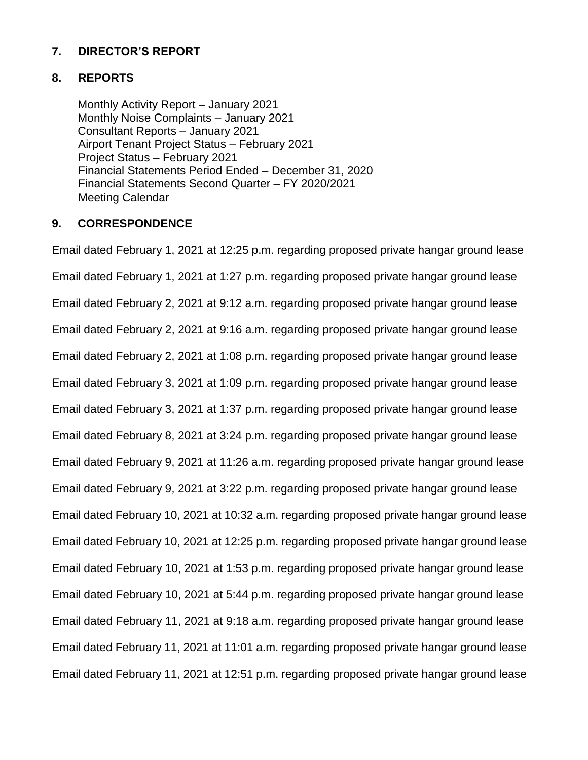## 7. DIRECTOR'S REPORT

## 8. REPORTS

Monthly Activity Report – January 2021
Monthly Noise Complaints – January 2021
Consultant Reports – January 2021
Airport Tenant Project Status – February 2021
Project Status – February 2021
Financial Statements Period Ended – December 31, 2020
Financial Statements Second Quarter – FY 2020/2021
Meeting Calendar

## 9. CORRESPONDENCE

Email dated February 1, 2021 at 12:25 p.m. regarding proposed private hangar ground lease

Email dated February 1, 2021 at 1:27 p.m. regarding proposed private hangar ground lease

Email dated February 2, 2021 at 9:12 a.m. regarding proposed private hangar ground lease

Email dated February 2, 2021 at 9:16 a.m. regarding proposed private hangar ground lease

Email dated February 2, 2021 at 1:08 p.m. regarding proposed private hangar ground lease

Email dated February 3, 2021 at 1:09 p.m. regarding proposed private hangar ground lease

Email dated February 3, 2021 at 1:37 p.m. regarding proposed private hangar ground lease

Email dated February 8, 2021 at 3:24 p.m. regarding proposed private hangar ground lease

Email dated February 9, 2021 at 11:26 a.m. regarding proposed private hangar ground lease

Email dated February 9, 2021 at 3:22 p.m. regarding proposed private hangar ground lease

Email dated February 10, 2021 at 10:32 a.m. regarding proposed private hangar ground lease

Email dated February 10, 2021 at 12:25 p.m. regarding proposed private hangar ground lease

Email dated February 10, 2021 at 1:53 p.m. regarding proposed private hangar ground lease

Email dated February 10, 2021 at 5:44 p.m. regarding proposed private hangar ground lease

Email dated February 11, 2021 at 9:18 a.m. regarding proposed private hangar ground lease

Email dated February 11, 2021 at 11:01 a.m. regarding proposed private hangar ground lease

Email dated February 11, 2021 at 12:51 p.m. regarding proposed private hangar ground lease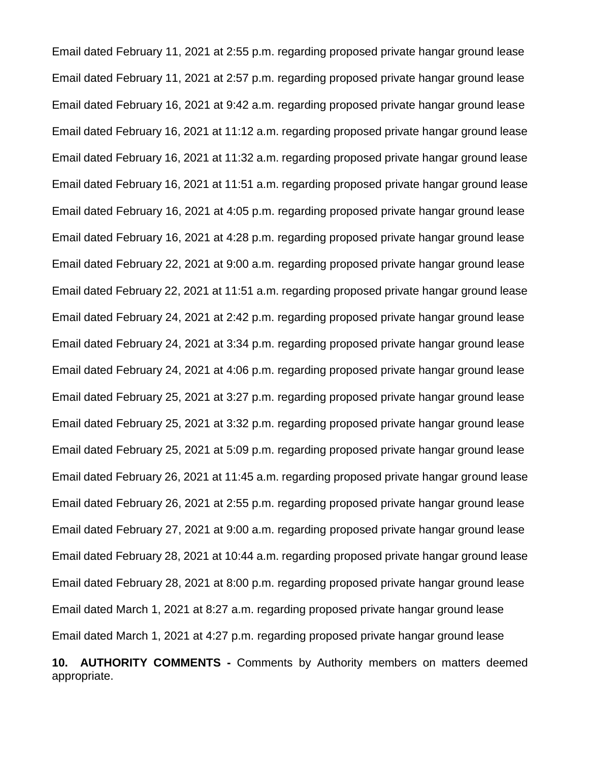Email dated February 11, 2021 at 2:55 p.m. regarding proposed private hangar ground lease

Email dated February 11, 2021 at 2:57 p.m. regarding proposed private hangar ground lease

Email dated February 16, 2021 at 9:42 a.m. regarding proposed private hangar ground lease

Email dated February 16, 2021 at 11:12 a.m. regarding proposed private hangar ground lease

Email dated February 16, 2021 at 11:32 a.m. regarding proposed private hangar ground lease

Email dated February 16, 2021 at 11:51 a.m. regarding proposed private hangar ground lease

Email dated February 16, 2021 at 4:05 p.m. regarding proposed private hangar ground lease

Email dated February 16, 2021 at 4:28 p.m. regarding proposed private hangar ground lease

Email dated February 22, 2021 at 9:00 a.m. regarding proposed private hangar ground lease

Email dated February 22, 2021 at 11:51 a.m. regarding proposed private hangar ground lease

Email dated February 24, 2021 at 2:42 p.m. regarding proposed private hangar ground lease

Email dated February 24, 2021 at 3:34 p.m. regarding proposed private hangar ground lease

Email dated February 24, 2021 at 4:06 p.m. regarding proposed private hangar ground lease

Email dated February 25, 2021 at 3:27 p.m. regarding proposed private hangar ground lease

Email dated February 25, 2021 at 3:32 p.m. regarding proposed private hangar ground lease

Email dated February 25, 2021 at 5:09 p.m. regarding proposed private hangar ground lease

Email dated February 26, 2021 at 11:45 a.m. regarding proposed private hangar ground lease

Email dated February 26, 2021 at 2:55 p.m. regarding proposed private hangar ground lease

Email dated February 27, 2021 at 9:00 a.m. regarding proposed private hangar ground lease

Email dated February 28, 2021 at 10:44 a.m. regarding proposed private hangar ground lease

Email dated February 28, 2021 at 8:00 p.m. regarding proposed private hangar ground lease

Email dated March 1, 2021 at 8:27 a.m. regarding proposed private hangar ground lease

Email dated March 1, 2021 at 4:27 p.m. regarding proposed private hangar ground lease

**10. AUTHORITY COMMENTS -** Comments by Authority members on matters deemed appropriate.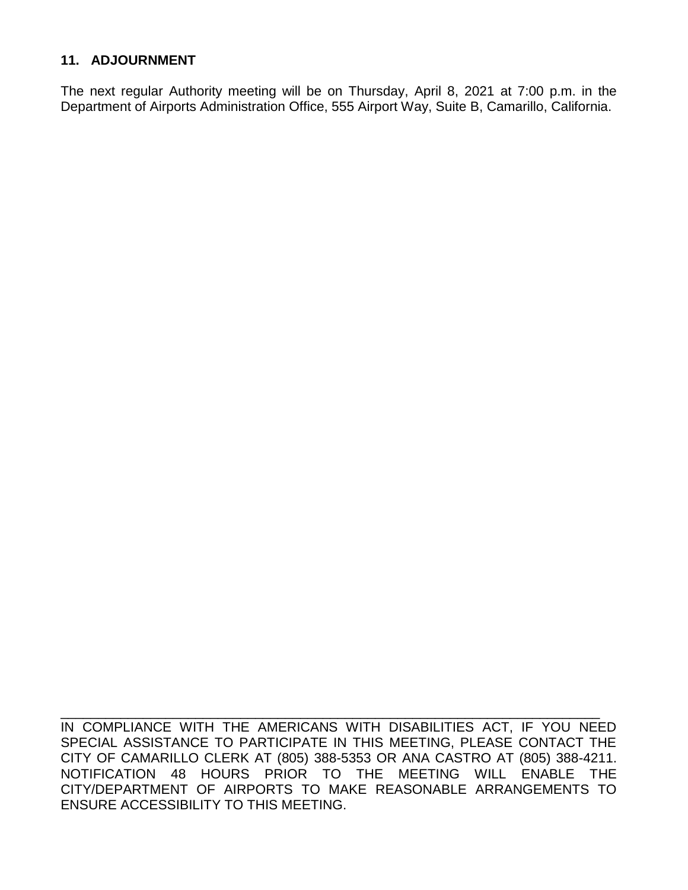## 11. ADJOURNMENT

The next regular Authority meeting will be on Thursday, April 8, 2021 at 7:00 p.m. in the Department of Airports Administration Office, 555 Airport Way, Suite B, Camarillo, California.

---

IN COMPLIANCE WITH THE AMERICANS WITH DISABILITIES ACT, IF YOU NEED SPECIAL ASSISTANCE TO PARTICIPATE IN THIS MEETING, PLEASE CONTACT THE CITY OF CAMARILLO CLERK AT (805) 388-5353 OR ANA CASTRO AT (805) 388-4211. NOTIFICATION 48 HOURS PRIOR TO THE MEETING WILL ENABLE THE CITY/DEPARTMENT OF AIRPORTS TO MAKE REASONABLE ARRANGEMENTS TO ENSURE ACCESSIBILITY TO THIS MEETING.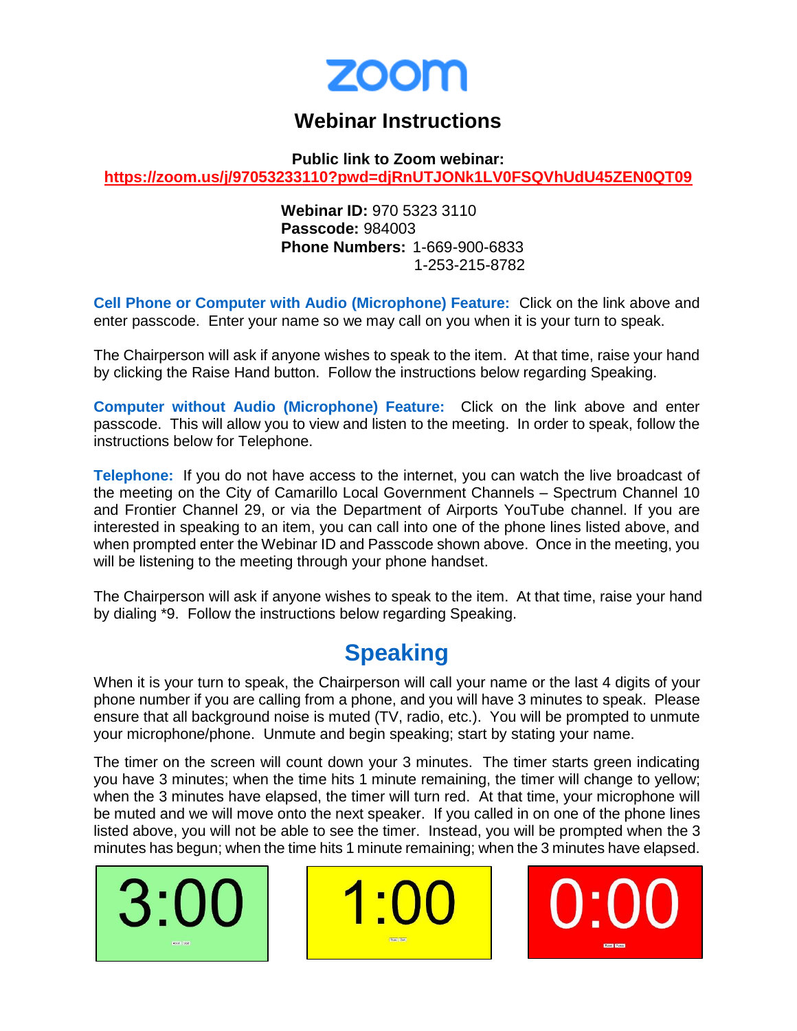zoom

# Webinar Instructions

**Public link to Zoom webinar:**
**https://zoom.us/j/97053233110?pwd=djRnUTJONk1LV0FSQVhUdU45ZEN0QT09**

**Webinar ID:** 970 5323 3110
**Passcode:** 984003
**Phone Numbers:** 1-669-900-6833
1-253-215-8782

**Cell Phone or Computer with Audio (Microphone) Feature:** Click on the link above and enter passcode. Enter your name so we may call on you when it is your turn to speak.

The Chairperson will ask if anyone wishes to speak to the item. At that time, raise your hand by clicking the Raise Hand button. Follow the instructions below regarding Speaking.

**Computer without Audio (Microphone) Feature:** Click on the link above and enter passcode. This will allow you to view and listen to the meeting. In order to speak, follow the instructions below for Telephone.

**Telephone:** If you do not have access to the internet, you can watch the live broadcast of the meeting on the City of Camarillo Local Government Channels – Spectrum Channel 10 and Frontier Channel 29, or via the Department of Airports YouTube channel. If you are interested in speaking to an item, you can call into one of the phone lines listed above, and when prompted enter the Webinar ID and Passcode shown above. Once in the meeting, you will be listening to the meeting through your phone handset.

The Chairperson will ask if anyone wishes to speak to the item. At that time, raise your hand by dialing *9. Follow the instructions below regarding Speaking.

## Speaking

When it is your turn to speak, the Chairperson will call your name or the last 4 digits of your phone number if you are calling from a phone, and you will have 3 minutes to speak. Please ensure that all background noise is muted (TV, radio, etc.). You will be prompted to unmute your microphone/phone. Unmute and begin speaking; start by stating your name.

The timer on the screen will count down your 3 minutes. The timer starts green indicating you have 3 minutes; when the time hits 1 minute remaining, the timer will change to yellow; when the 3 minutes have elapsed, the timer will turn red. At that time, your microphone will be muted and we will move onto the next speaker. If you called in on one of the phone lines listed above, you will not be able to see the timer. Instead, you will be prompted when the 3 minutes has begun; when the time hits 1 minute remaining; when the 3 minutes have elapsed.

3:00

1:00

0:00